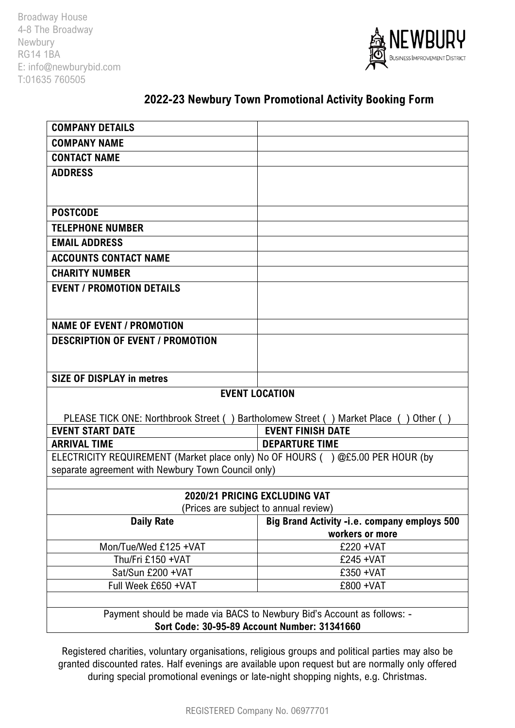Broadway House
4-8 The Broadway
Newbury
RG14 1BA
E: info@newburybid.com
T:01635 760505

NEWBURY
Business Improvement District

## 2022-23 Newbury Town Promotional Activity Booking Form

| **COMPANY DETAILS** | |
|---|---|
| **COMPANY NAME** | |
| **CONTACT NAME** | |
| **ADDRESS** | |
| **POSTCODE** | |
| **TELEPHONE NUMBER** | |
| **EMAIL ADDRESS** | |
| **ACCOUNTS CONTACT NAME** | |
| **CHARITY NUMBER** | |
| **EVENT / PROMOTION DETAILS** | |
| **NAME OF EVENT / PROMOTION** | |
| **DESCRIPTION OF EVENT / PROMOTION** | |
| **SIZE OF DISPLAY in metres** | |
| **EVENT LOCATION**<br><br>PLEASE TICK ONE: Northbrook Street ( ) Bartholomew Street ( ) Market Place ( ) Other ( ) | |
| **EVENT START DATE** | **EVENT FINISH DATE** |
| **ARRIVAL TIME** | **DEPARTURE TIME** |
| ELECTRICITY REQUIREMENT (Market place only) No OF HOURS ( ) @£5.00 PER HOUR (by separate agreement with Newbury Town Council only) | |
| | |
| **2020/21 PRICING EXCLUDING VAT**<br>(Prices are subject to annual review) | |
| **Daily Rate** | **Big Brand Activity -i.e. company employs 500 workers or more** |
| Mon/Tue/Wed £125 +VAT | £220 +VAT |
| Thu/Fri £150 +VAT | £245 +VAT |
| Sat/Sun £200 +VAT | £350 +VAT |
| Full Week £650 +VAT | £800 +VAT |
| | |
| Payment should be made via BACS to Newbury Bid's Account as follows: -<br>**Sort Code: 30-95-89 Account Number: 31341660** | |

Registered charities, voluntary organisations, religious groups and political parties may also be granted discounted rates. Half evenings are available upon request but are normally only offered during special promotional evenings or late-night shopping nights, e.g. Christmas.

REGISTERED Company No. 06977701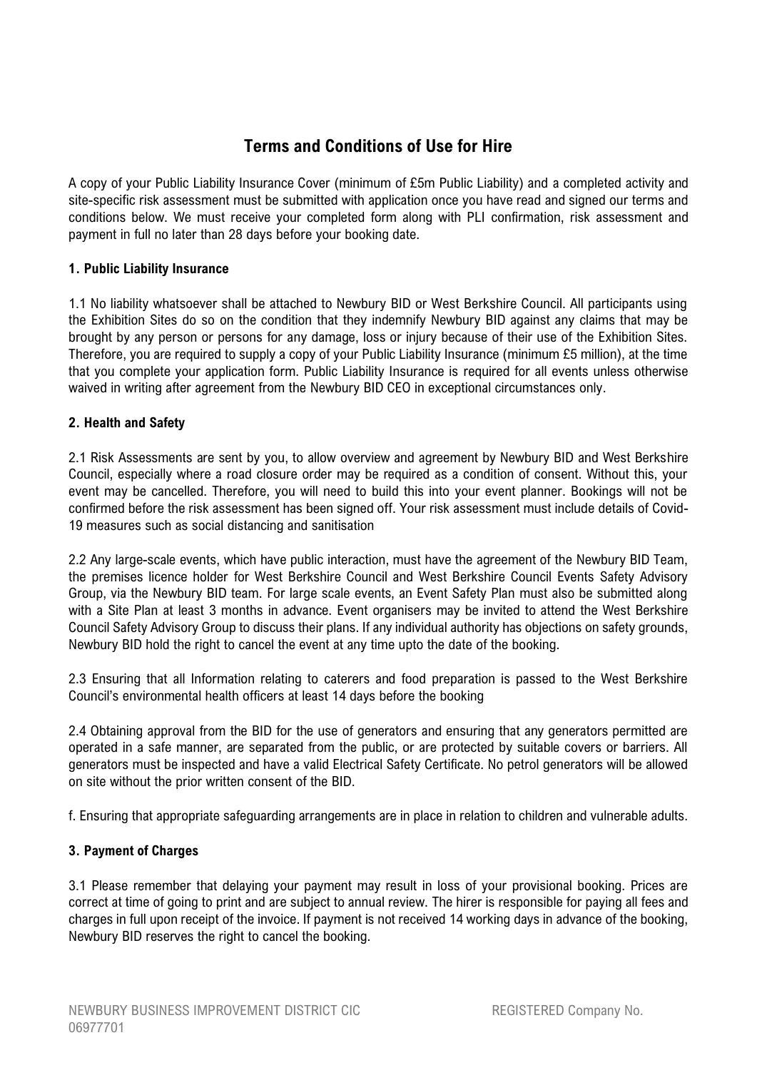## Terms and Conditions of Use for Hire

A copy of your Public Liability Insurance Cover (minimum of £5m Public Liability) and a completed activity and site-specific risk assessment must be submitted with application once you have read and signed our terms and conditions below. We must receive your completed form along with PLI confirmation, risk assessment and payment in full no later than 28 days before your booking date.

### 1. Public Liability Insurance

1.1 No liability whatsoever shall be attached to Newbury BID or West Berkshire Council. All participants using the Exhibition Sites do so on the condition that they indemnify Newbury BID against any claims that may be brought by any person or persons for any damage, loss or injury because of their use of the Exhibition Sites. Therefore, you are required to supply a copy of your Public Liability Insurance (minimum £5 million), at the time that you complete your application form. Public Liability Insurance is required for all events unless otherwise waived in writing after agreement from the Newbury BID CEO in exceptional circumstances only.

### 2. Health and Safety

2.1 Risk Assessments are sent by you, to allow overview and agreement by Newbury BID and West Berkshire Council, especially where a road closure order may be required as a condition of consent. Without this, your event may be cancelled. Therefore, you will need to build this into your event planner. Bookings will not be confirmed before the risk assessment has been signed off. Your risk assessment must include details of Covid-19 measures such as social distancing and sanitisation

2.2 Any large-scale events, which have public interaction, must have the agreement of the Newbury BID Team, the premises licence holder for West Berkshire Council and West Berkshire Council Events Safety Advisory Group, via the Newbury BID team. For large scale events, an Event Safety Plan must also be submitted along with a Site Plan at least 3 months in advance. Event organisers may be invited to attend the West Berkshire Council Safety Advisory Group to discuss their plans. If any individual authority has objections on safety grounds, Newbury BID hold the right to cancel the event at any time upto the date of the booking.

2.3 Ensuring that all Information relating to caterers and food preparation is passed to the West Berkshire Council's environmental health officers at least 14 days before the booking

2.4 Obtaining approval from the BID for the use of generators and ensuring that any generators permitted are operated in a safe manner, are separated from the public, or are protected by suitable covers or barriers. All generators must be inspected and have a valid Electrical Safety Certificate. No petrol generators will be allowed on site without the prior written consent of the BID.

f. Ensuring that appropriate safeguarding arrangements are in place in relation to children and vulnerable adults.

### 3. Payment of Charges

3.1 Please remember that delaying your payment may result in loss of your provisional booking. Prices are correct at time of going to print and are subject to annual review. The hirer is responsible for paying all fees and charges in full upon receipt of the invoice. If payment is not received 14 working days in advance of the booking, Newbury BID reserves the right to cancel the booking.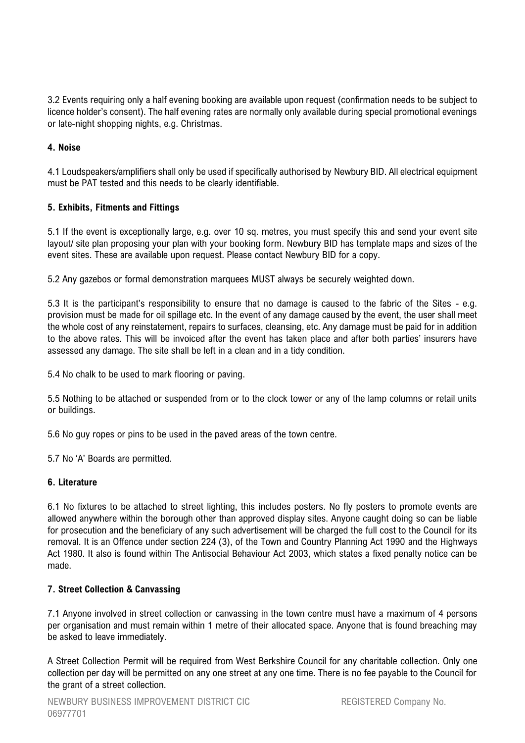3.2 Events requiring only a half evening booking are available upon request (confirmation needs to be subject to licence holder's consent). The half evening rates are normally only available during special promotional evenings or late-night shopping nights, e.g. Christmas.

## 4. Noise

4.1 Loudspeakers/amplifiers shall only be used if specifically authorised by Newbury BID. All electrical equipment must be PAT tested and this needs to be clearly identifiable.

## 5. Exhibits, Fitments and Fittings

5.1 If the event is exceptionally large, e.g. over 10 sq. metres, you must specify this and send your event site layout/ site plan proposing your plan with your booking form. Newbury BID has template maps and sizes of the event sites. These are available upon request. Please contact Newbury BID for a copy.

5.2 Any gazebos or formal demonstration marquees MUST always be securely weighted down.

5.3 It is the participant's responsibility to ensure that no damage is caused to the fabric of the Sites - e.g. provision must be made for oil spillage etc. In the event of any damage caused by the event, the user shall meet the whole cost of any reinstatement, repairs to surfaces, cleansing, etc. Any damage must be paid for in addition to the above rates. This will be invoiced after the event has taken place and after both parties' insurers have assessed any damage. The site shall be left in a clean and in a tidy condition.

5.4 No chalk to be used to mark flooring or paving.

5.5 Nothing to be attached or suspended from or to the clock tower or any of the lamp columns or retail units or buildings.

5.6 No guy ropes or pins to be used in the paved areas of the town centre.

5.7 No 'A' Boards are permitted.

## 6. Literature

6.1 No fixtures to be attached to street lighting, this includes posters. No fly posters to promote events are allowed anywhere within the borough other than approved display sites. Anyone caught doing so can be liable for prosecution and the beneficiary of any such advertisement will be charged the full cost to the Council for its removal. It is an Offence under section 224 (3), of the Town and Country Planning Act 1990 and the Highways Act 1980. It also is found within The Antisocial Behaviour Act 2003, which states a fixed penalty notice can be made.

## 7. Street Collection & Canvassing

7.1 Anyone involved in street collection or canvassing in the town centre must have a maximum of 4 persons per organisation and must remain within 1 metre of their allocated space. Anyone that is found breaching may be asked to leave immediately.

A Street Collection Permit will be required from West Berkshire Council for any charitable collection. Only one collection per day will be permitted on any one street at any one time. There is no fee payable to the Council for the grant of a street collection.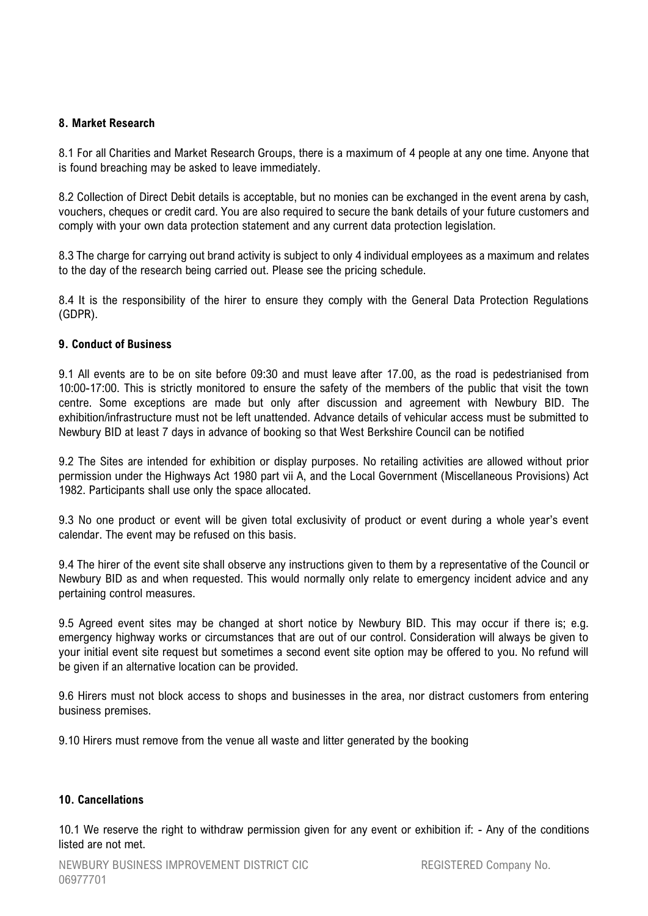## 8. Market Research

8.1 For all Charities and Market Research Groups, there is a maximum of 4 people at any one time. Anyone that is found breaching may be asked to leave immediately.

8.2 Collection of Direct Debit details is acceptable, but no monies can be exchanged in the event arena by cash, vouchers, cheques or credit card. You are also required to secure the bank details of your future customers and comply with your own data protection statement and any current data protection legislation.

8.3 The charge for carrying out brand activity is subject to only 4 individual employees as a maximum and relates to the day of the research being carried out. Please see the pricing schedule.

8.4 It is the responsibility of the hirer to ensure they comply with the General Data Protection Regulations (GDPR).

## 9. Conduct of Business

9.1 All events are to be on site before 09:30 and must leave after 17.00, as the road is pedestrianised from 10:00-17:00. This is strictly monitored to ensure the safety of the members of the public that visit the town centre. Some exceptions are made but only after discussion and agreement with Newbury BID. The exhibition/infrastructure must not be left unattended. Advance details of vehicular access must be submitted to Newbury BID at least 7 days in advance of booking so that West Berkshire Council can be notified

9.2 The Sites are intended for exhibition or display purposes. No retailing activities are allowed without prior permission under the Highways Act 1980 part vii A, and the Local Government (Miscellaneous Provisions) Act 1982. Participants shall use only the space allocated.

9.3 No one product or event will be given total exclusivity of product or event during a whole year's event calendar. The event may be refused on this basis.

9.4 The hirer of the event site shall observe any instructions given to them by a representative of the Council or Newbury BID as and when requested. This would normally only relate to emergency incident advice and any pertaining control measures.

9.5 Agreed event sites may be changed at short notice by Newbury BID. This may occur if there is; e.g. emergency highway works or circumstances that are out of our control. Consideration will always be given to your initial event site request but sometimes a second event site option may be offered to you. No refund will be given if an alternative location can be provided.

9.6 Hirers must not block access to shops and businesses in the area, nor distract customers from entering business premises.

9.10 Hirers must remove from the venue all waste and litter generated by the booking

## 10. Cancellations

10.1 We reserve the right to withdraw permission given for any event or exhibition if: - Any of the conditions listed are not met.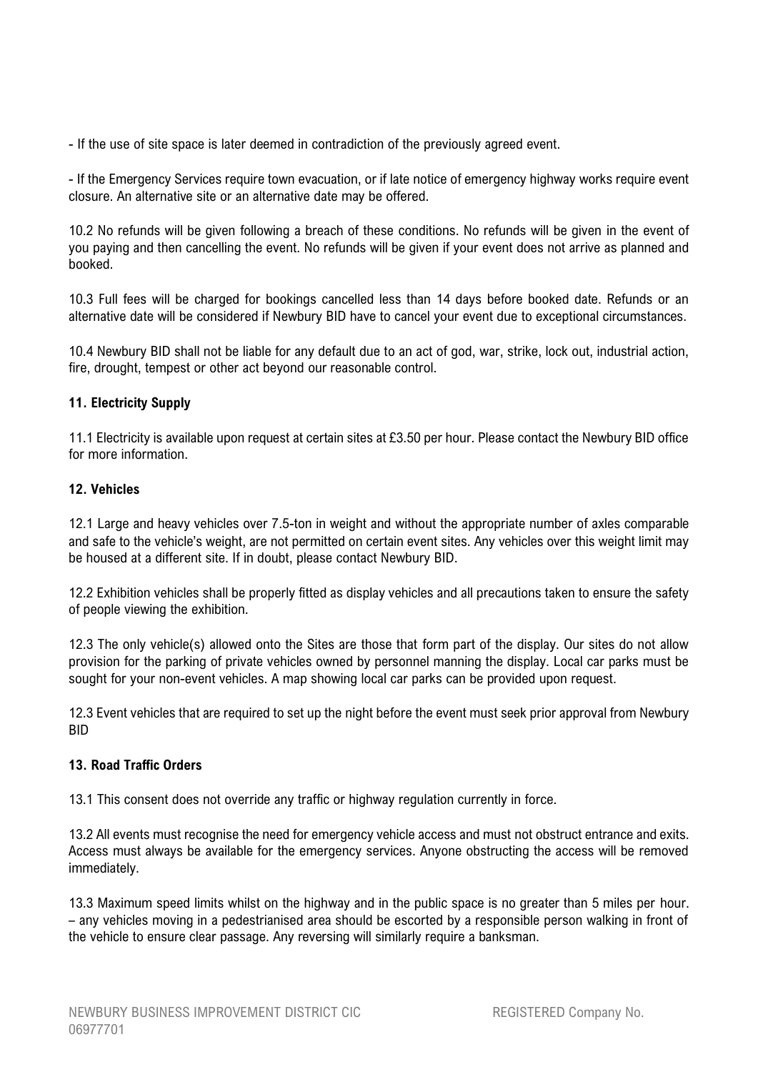- If the use of site space is later deemed in contradiction of the previously agreed event.

- If the Emergency Services require town evacuation, or if late notice of emergency highway works require event closure. An alternative site or an alternative date may be offered.

10.2 No refunds will be given following a breach of these conditions. No refunds will be given in the event of you paying and then cancelling the event. No refunds will be given if your event does not arrive as planned and booked.

10.3 Full fees will be charged for bookings cancelled less than 14 days before booked date. Refunds or an alternative date will be considered if Newbury BID have to cancel your event due to exceptional circumstances.

10.4 Newbury BID shall not be liable for any default due to an act of god, war, strike, lock out, industrial action, fire, drought, tempest or other act beyond our reasonable control.

**11. Electricity Supply**

11.1 Electricity is available upon request at certain sites at £3.50 per hour. Please contact the Newbury BID office for more information.

**12. Vehicles**

12.1 Large and heavy vehicles over 7.5-ton in weight and without the appropriate number of axles comparable and safe to the vehicle's weight, are not permitted on certain event sites. Any vehicles over this weight limit may be housed at a different site. If in doubt, please contact Newbury BID.

12.2 Exhibition vehicles shall be properly fitted as display vehicles and all precautions taken to ensure the safety of people viewing the exhibition.

12.3 The only vehicle(s) allowed onto the Sites are those that form part of the display. Our sites do not allow provision for the parking of private vehicles owned by personnel manning the display. Local car parks must be sought for your non-event vehicles. A map showing local car parks can be provided upon request.

12.3 Event vehicles that are required to set up the night before the event must seek prior approval from Newbury BID

**13. Road Traffic Orders**

13.1 This consent does not override any traffic or highway regulation currently in force.

13.2 All events must recognise the need for emergency vehicle access and must not obstruct entrance and exits. Access must always be available for the emergency services. Anyone obstructing the access will be removed immediately.

13.3 Maximum speed limits whilst on the highway and in the public space is no greater than 5 miles per hour. – any vehicles moving in a pedestrianised area should be escorted by a responsible person walking in front of the vehicle to ensure clear passage. Any reversing will similarly require a banksman.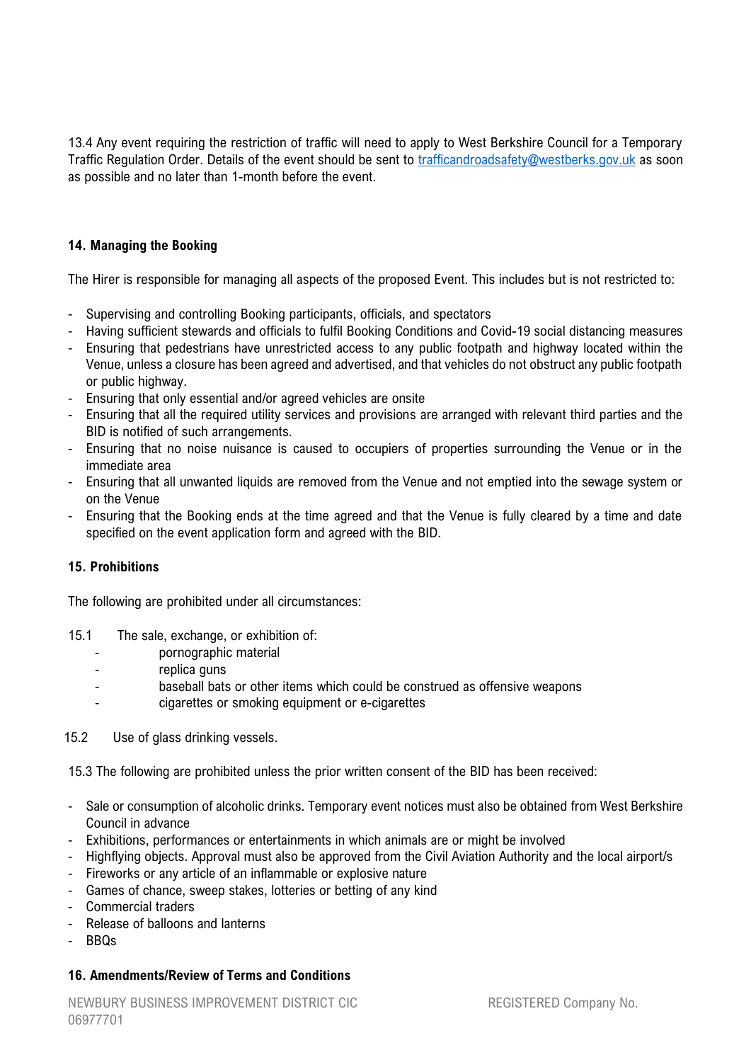13.4 Any event requiring the restriction of traffic will need to apply to West Berkshire Council for a Temporary Traffic Regulation Order. Details of the event should be sent to trafficandroadsafety@westberks.gov.uk as soon as possible and no later than 1-month before the event.

## 14. Managing the Booking

The Hirer is responsible for managing all aspects of the proposed Event. This includes but is not restricted to:

- Supervising and controlling Booking participants, officials, and spectators
- Having sufficient stewards and officials to fulfil Booking Conditions and Covid-19 social distancing measures
- Ensuring that pedestrians have unrestricted access to any public footpath and highway located within the Venue, unless a closure has been agreed and advertised, and that vehicles do not obstruct any public footpath or public highway.
- Ensuring that only essential and/or agreed vehicles are onsite
- Ensuring that all the required utility services and provisions are arranged with relevant third parties and the BID is notified of such arrangements.
- Ensuring that no noise nuisance is caused to occupiers of properties surrounding the Venue or in the immediate area
- Ensuring that all unwanted liquids are removed from the Venue and not emptied into the sewage system or on the Venue
- Ensuring that the Booking ends at the time agreed and that the Venue is fully cleared by a time and date specified on the event application form and agreed with the BID.

## 15. Prohibitions

The following are prohibited under all circumstances:

15.1 The sale, exchange, or exhibition of:

- pornographic material
- replica guns
- baseball bats or other items which could be construed as offensive weapons
- cigarettes or smoking equipment or e-cigarettes

15.2 Use of glass drinking vessels.

15.3 The following are prohibited unless the prior written consent of the BID has been received:

- Sale or consumption of alcoholic drinks. Temporary event notices must also be obtained from West Berkshire Council in advance
- Exhibitions, performances or entertainments in which animals are or might be involved
- Highflying objects. Approval must also be approved from the Civil Aviation Authority and the local airport/s
- Fireworks or any article of an inflammable or explosive nature
- Games of chance, sweep stakes, lotteries or betting of any kind
- Commercial traders
- Release of balloons and lanterns
- BBQs

## 16. Amendments/Review of Terms and Conditions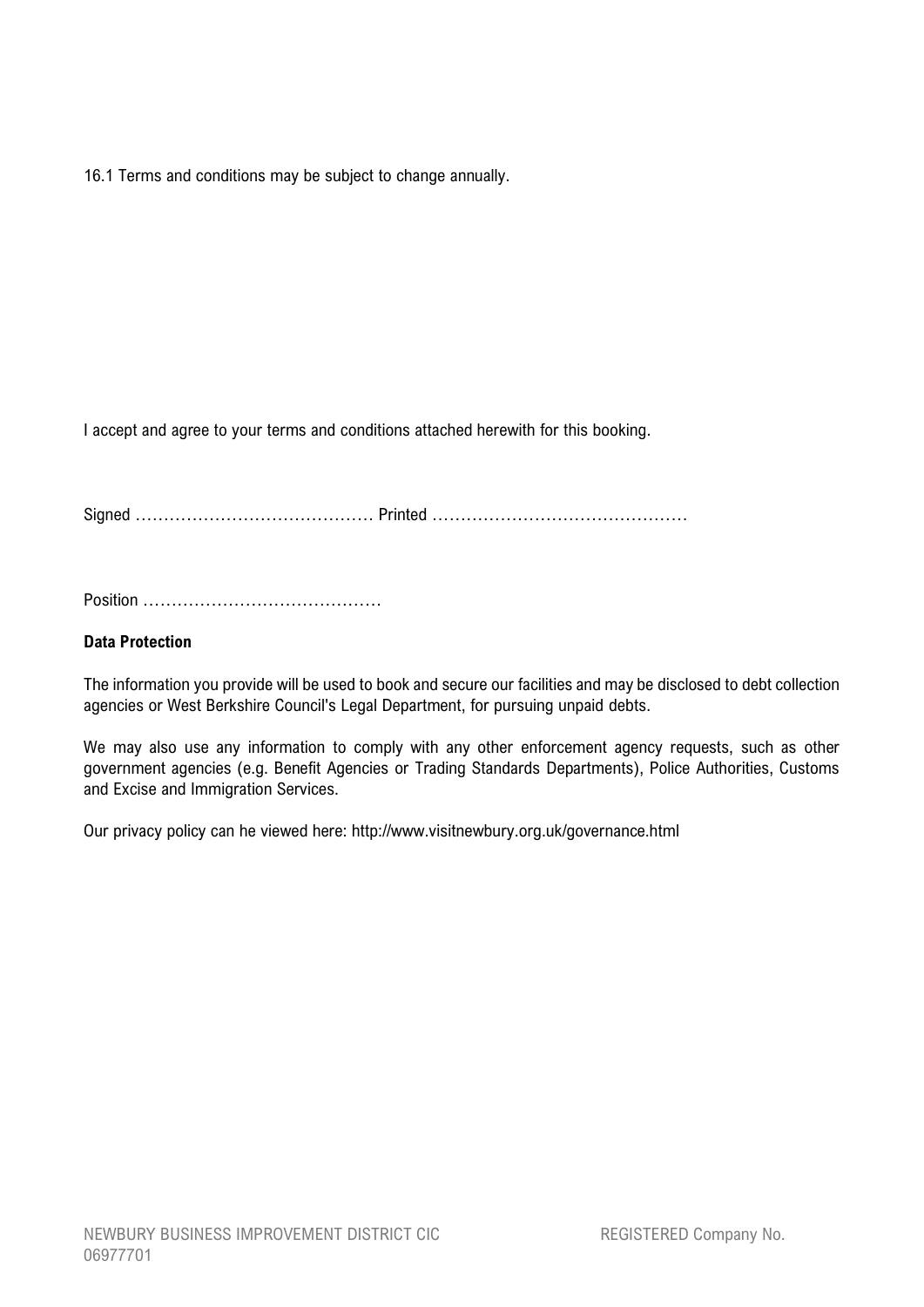16.1 Terms and conditions may be subject to change annually.

I accept and agree to your terms and conditions attached herewith for this booking.

Signed …………………………………… Printed ………………………………………

Position ……………………………………

**Data Protection**

The information you provide will be used to book and secure our facilities and may be disclosed to debt collection agencies or West Berkshire Council's Legal Department, for pursuing unpaid debts.

We may also use any information to comply with any other enforcement agency requests, such as other government agencies (e.g. Benefit Agencies or Trading Standards Departments), Police Authorities, Customs and Excise and Immigration Services.

Our privacy policy can he viewed here: http://www.visitnewbury.org.uk/governance.html